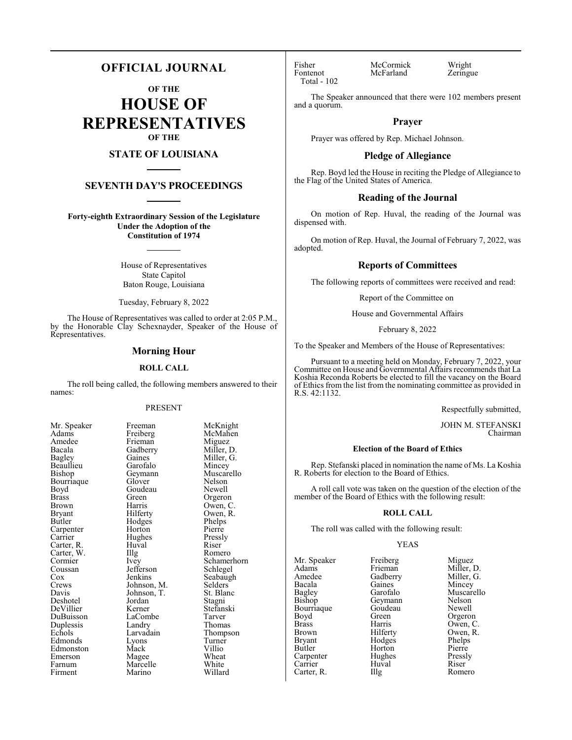# OFFICIAL JOURNAL

**OF THE**

# HOUSE OF REPRESENTATIVES

**OF THE**

## STATE OF LOUISIANA

## SEVENTH DAY'S PROCEEDINGS

**Forty-eighth Extraordinary Session of the Legislature Under the Adoption of the Constitution of 1974**

House of Representatives
State Capitol
Baton Rouge, Louisiana

Tuesday, February 8, 2022

The House of Representatives was called to order at 2:05 P.M., by the Honorable Clay Schexnayder, Speaker of the House of Representatives.

## Morning Hour

### ROLL CALL

The roll being called, the following members answered to their names:

PRESENT

| | | |
|---|---|---|
| Mr. Speaker | Freeman | McKnight |
| Adams | Freiberg | McMahen |
| Amedee | Frieman | Miguez |
| Bacala | Gadberry | Miller, D. |
| Bagley | Gaines | Miller, G. |
| Beaullieu | Garofalo | Mincey |
| Bishop | Geymann | Muscarello |
| Bourriaque | Glover | Nelson |
| Boyd | Goudeau | Newell |
| Brass | Green | Orgeron |
| Brown | Harris | Owen, C. |
| Bryant | Hilferty | Owen, R. |
| Butler | Hodges | Phelps |
| Carpenter | Horton | Pierre |
| Carrier | Hughes | Pressly |
| Carter, R. | Huval | Riser |
| Carter, W. | Illg | Romero |
| Cormier | Ivey | Schamerhorn |
| Coussan | Jefferson | Schlegel |
| Cox | Jenkins | Seabaugh |
| Crews | Johnson, M. | Selders |
| Davis | Johnson, T. | St. Blanc |
| Deshotel | Jordan | Stagni |
| DeVillier | Kerner | Stefanski |
| DuBuisson | LaCombe | Tarver |
| Duplessis | Landry | Thomas |
| Echols | Larvadain | Thompson |
| Edmonds | Lyons | Turner |
| Edmonston | Mack | Villio |
| Emerson | Magee | Wheat |
| Farnum | Marcelle | White |
| Firment | Marino | Willard |
| Fisher | McCormick | Wright |
| Fontenot | McFarland | Zeringue |

Total - 102

The Speaker announced that there were 102 members present and a quorum.

## Prayer

Prayer was offered by Rep. Michael Johnson.

## Pledge of Allegiance

Rep. Boyd led the House in reciting the Pledge of Allegiance to the Flag of the United States of America.

## Reading of the Journal

On motion of Rep. Huval, the reading of the Journal was dispensed with.

On motion of Rep. Huval, the Journal of February 7, 2022, was adopted.

## Reports of Committees

The following reports of committees were received and read:

Report of the Committee on

House and Governmental Affairs

February 8, 2022

To the Speaker and Members of the House of Representatives:

Pursuant to a meeting held on Monday, February 7, 2022, your Committee on House and Governmental Affairs recommends that La Koshia Reconda Roberts be elected to fill the vacancy on the Board of Ethics from the list from the nominating committee as provided in R.S. 42:1132.

Respectfully submitted,

JOHN M. STEFANSKI
Chairman

### Election of the Board of Ethics

Rep. Stefanski placed in nomination the name of Ms. La Koshia R. Roberts for election to the Board of Ethics.

A roll call vote was taken on the question of the election of the member of the Board of Ethics with the following result:

### ROLL CALL

The roll was called with the following result:

YEAS

| | | |
|---|---|---|
| Mr. Speaker | Freiberg | Miguez |
| Adams | Frieman | Miller, D. |
| Amedee | Gadberry | Miller, G. |
| Bacala | Gaines | Mincey |
| Bagley | Garofalo | Muscarello |
| Bishop | Geymann | Nelson |
| Bourriaque | Goudeau | Newell |
| Boyd | Green | Orgeron |
| Brass | Harris | Owen, C. |
| Brown | Hilferty | Owen, R. |
| Bryant | Hodges | Phelps |
| Butler | Horton | Pierre |
| Carpenter | Hughes | Pressly |
| Carrier | Huval | Riser |
| Carter, R. | Illg | Romero |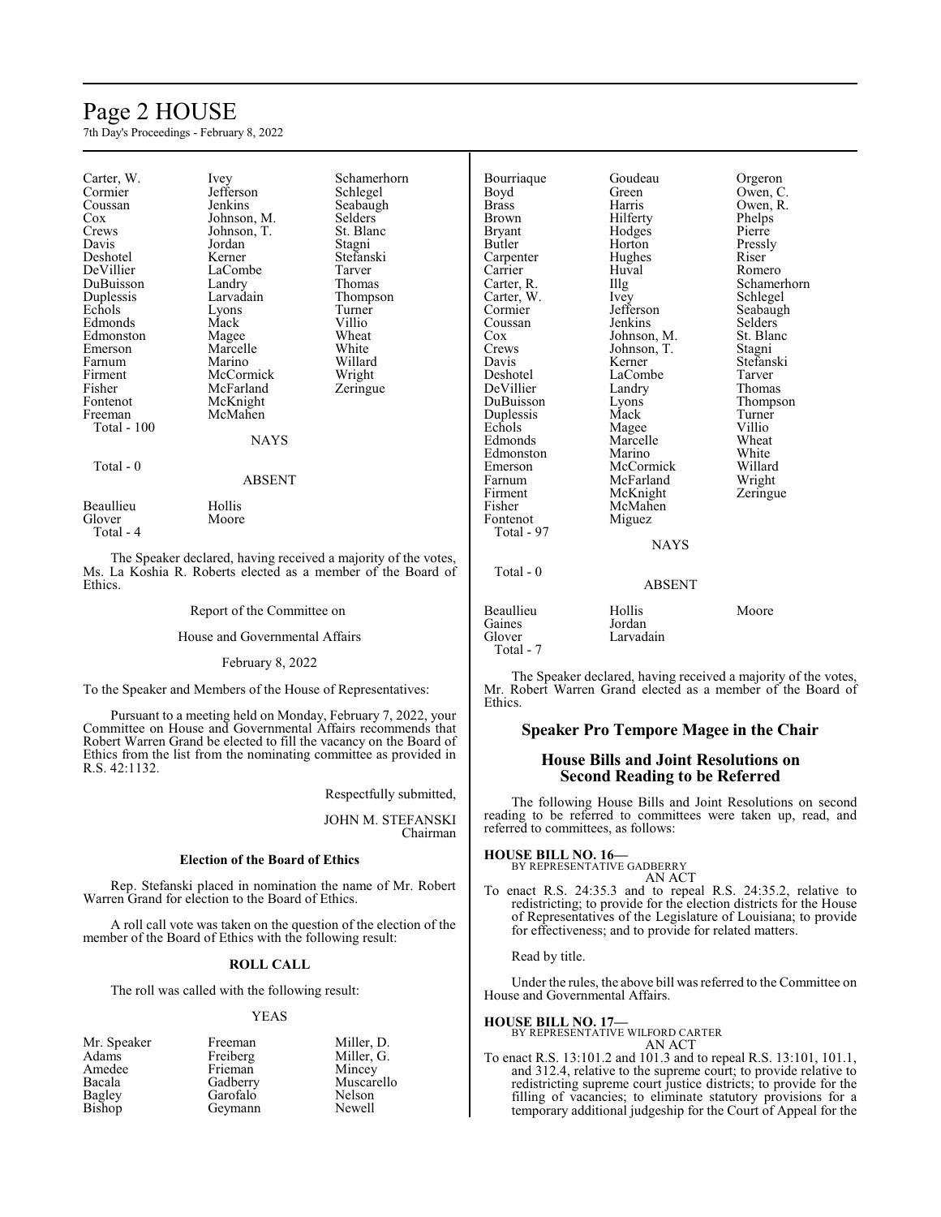| | | |
|---|---|---|
| Carter, W. | Ivey | Schamerhorn |
| Cormier | Jefferson | Schlegel |
| Coussan | Jenkins | Seabaugh |
| Cox | Johnson, M. | Selders |
| Crews | Johnson, T. | St. Blanc |
| Davis | Jordan | Stagni |
| Deshotel | Kerner | Stefanski |
| DeVillier | LaCombe | Tarver |
| DuBuisson | Landry | Thomas |
| Duplessis | Larvadain | Thompson |
| Echols | Lyons | Turner |
| Edmonds | Mack | Villio |
| Edmonston | Magee | Wheat |
| Emerson | Marcelle | White |
| Farnum | Marino | Willard |
| Firment | McCormick | Wright |
| Fisher | McFarland | Zeringue |
| Fontenot | McKnight | |
| Freeman | McMahen | |

Total - 100

NAYS

Total - 0

ABSENT

| | |
|---|---|
| Beaullieu | Hollis |
| Glover | Moore |

Total - 4

The Speaker declared, having received a majority of the votes, Ms. La Koshia R. Roberts elected as a member of the Board of Ethics.

Report of the Committee on

House and Governmental Affairs

February 8, 2022

To the Speaker and Members of the House of Representatives:

Pursuant to a meeting held on Monday, February 7, 2022, your Committee on House and Governmental Affairs recommends that Robert Warren Grand be elected to fill the vacancy on the Board of Ethics from the list from the nominating committee as provided in R.S. 42:1132.

Respectfully submitted,

JOHN M. STEFANSKI
Chairman

**Election of the Board of Ethics**

Rep. Stefanski placed in nomination the name of Mr. Robert Warren Grand for election to the Board of Ethics.

A roll call vote was taken on the question of the election of the member of the Board of Ethics with the following result:

**ROLL CALL**

The roll was called with the following result:

YEAS

| | | |
|---|---|---|
| Mr. Speaker | Freeman | Miller, D. |
| Adams | Freiberg | Miller, G. |
| Amedee | Frieman | Mincey |
| Bacala | Gadberry | Muscarello |
| Bagley | Garofalo | Nelson |
| Bishop | Geymann | Newell |
| Bourriaque | Goudeau | Orgeron |
| Boyd | Green | Owen, C. |
| Brass | Harris | Owen, R. |
| Brown | Hilferty | Phelps |
| Bryant | Hodges | Pierre |
| Butler | Horton | Pressly |
| Carpenter | Hughes | Riser |
| Carrier | Huval | Romero |
| Carter, R. | Illg | Schamerhorn |
| Carter, W. | Ivey | Schlegel |
| Cormier | Jefferson | Seabaugh |
| Coussan | Jenkins | Selders |
| Cox | Johnson, M. | St. Blanc |
| Crews | Johnson, T. | Stagni |
| Davis | Kerner | Stefanski |
| Deshotel | LaCombe | Tarver |
| DeVillier | Landry | Thomas |
| DuBuisson | Lyons | Thompson |
| Duplessis | Mack | Turner |
| Echols | Magee | Villio |
| Edmonds | Marcelle | Wheat |
| Edmonston | Marino | White |
| Emerson | McCormick | Willard |
| Farnum | McFarland | Wright |
| Firment | McKnight | Zeringue |
| Fisher | McMahen | |
| Fontenot | Miguez | |

Total - 97

NAYS

Total - 0

ABSENT

| | | |
|---|---|---|
| Beaullieu | Hollis | Moore |
| Gaines | Jordan | |
| Glover | Larvadain | |

Total - 7

The Speaker declared, having received a majority of the votes, Mr. Robert Warren Grand elected as a member of the Board of Ethics.

## Speaker Pro Tempore Magee in the Chair

## House Bills and Joint Resolutions on Second Reading to be Referred

The following House Bills and Joint Resolutions on second reading to be referred to committees were taken up, read, and referred to committees, as follows:

**HOUSE BILL NO. 16—**
BY REPRESENTATIVE GADBERRY
AN ACT

To enact R.S. 24:35.3 and to repeal R.S. 24:35.2, relative to redistricting; to provide for the election districts for the House of Representatives of the Legislature of Louisiana; to provide for effectiveness; and to provide for related matters.

Read by title.

Under the rules, the above bill was referred to the Committee on House and Governmental Affairs.

**HOUSE BILL NO. 17—**
BY REPRESENTATIVE WILFORD CARTER
AN ACT

To enact R.S. 13:101.2 and 101.3 and to repeal R.S. 13:101, 101.1, and 312.4, relative to the supreme court; to provide relative to redistricting supreme court justice districts; to provide for the filling of vacancies; to eliminate statutory provisions for a temporary additional judgeship for the Court of Appeal for the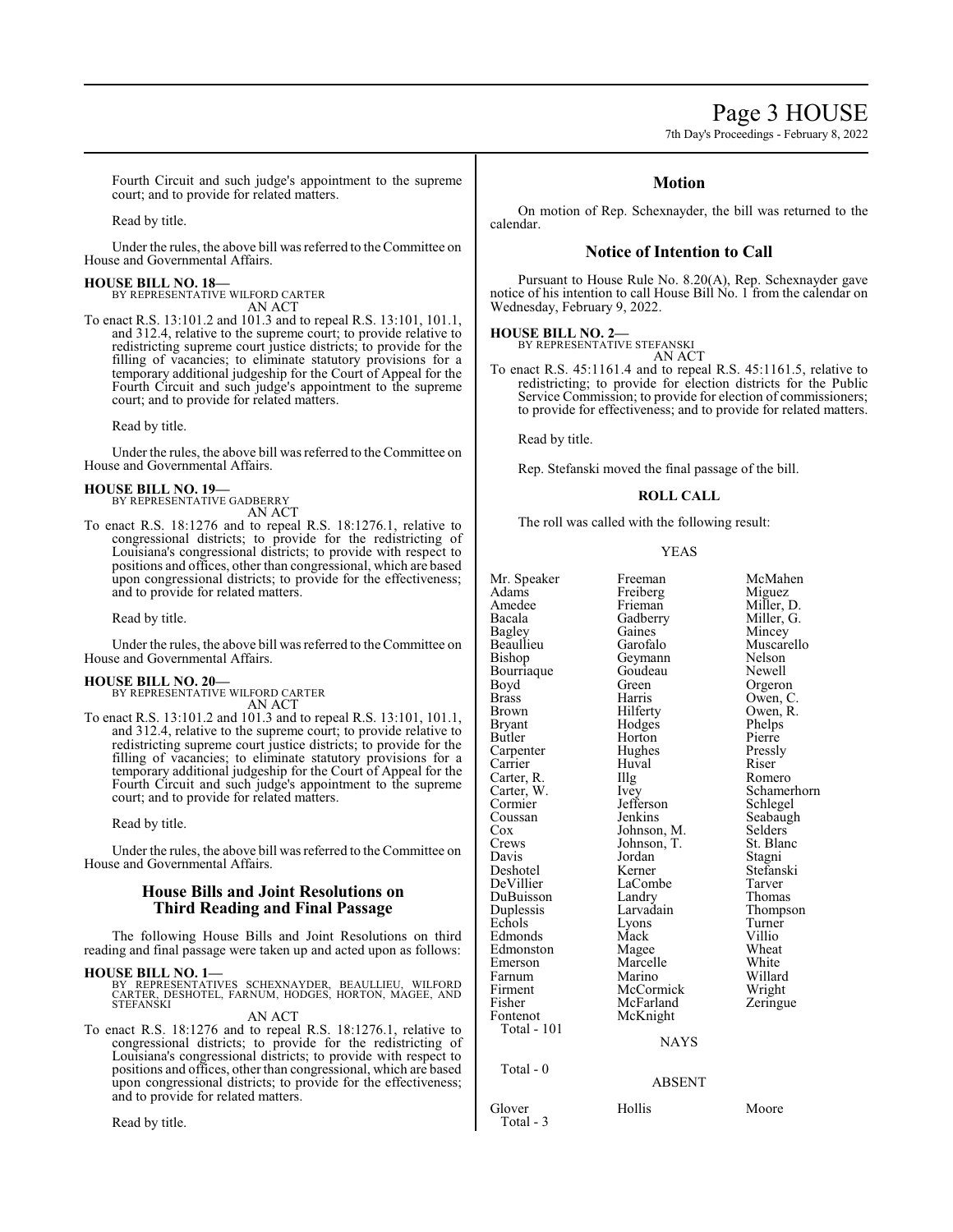Fourth Circuit and such judge's appointment to the supreme court; and to provide for related matters.

Read by title.

Under the rules, the above bill was referred to the Committee on House and Governmental Affairs.

**HOUSE BILL NO. 18—**
BY REPRESENTATIVE WILFORD CARTER
AN ACT

To enact R.S. 13:101.2 and 101.3 and to repeal R.S. 13:101, 101.1, and 312.4, relative to the supreme court; to provide relative to redistricting supreme court justice districts; to provide for the filling of vacancies; to eliminate statutory provisions for a temporary additional judgeship for the Court of Appeal for the Fourth Circuit and such judge's appointment to the supreme court; and to provide for related matters.

Read by title.

Under the rules, the above bill was referred to the Committee on House and Governmental Affairs.

**HOUSE BILL NO. 19—**
BY REPRESENTATIVE GADBERRY
AN ACT

To enact R.S. 18:1276 and to repeal R.S. 18:1276.1, relative to congressional districts; to provide for the redistricting of Louisiana's congressional districts; to provide with respect to positions and offices, other than congressional, which are based upon congressional districts; to provide for the effectiveness; and to provide for related matters.

Read by title.

Under the rules, the above bill was referred to the Committee on House and Governmental Affairs.

**HOUSE BILL NO. 20—**
BY REPRESENTATIVE WILFORD CARTER
AN ACT

To enact R.S. 13:101.2 and 101.3 and to repeal R.S. 13:101, 101.1, and 312.4, relative to the supreme court; to provide relative to redistricting supreme court justice districts; to provide for the filling of vacancies; to eliminate statutory provisions for a temporary additional judgeship for the Court of Appeal for the Fourth Circuit and such judge's appointment to the supreme court; and to provide for related matters.

Read by title.

Under the rules, the above bill was referred to the Committee on House and Governmental Affairs.

## House Bills and Joint Resolutions on Third Reading and Final Passage

The following House Bills and Joint Resolutions on third reading and final passage were taken up and acted upon as follows:

**HOUSE BILL NO. 1—**
BY REPRESENTATIVES SCHEXNAYDER, BEAULLIEU, WILFORD CARTER, DESHOTEL, FARNUM, HODGES, HORTON, MAGEE, AND STEFANSKI
AN ACT

To enact R.S. 18:1276 and to repeal R.S. 18:1276.1, relative to congressional districts; to provide for the redistricting of Louisiana's congressional districts; to provide with respect to positions and offices, other than congressional, which are based upon congressional districts; to provide for the effectiveness; and to provide for related matters.

Read by title.

## Motion

On motion of Rep. Schexnayder, the bill was returned to the calendar.

## Notice of Intention to Call

Pursuant to House Rule No. 8.20(A), Rep. Schexnayder gave notice of his intention to call House Bill No. 1 from the calendar on Wednesday, February 9, 2022.

**HOUSE BILL NO. 2—**
BY REPRESENTATIVE STEFANSKI
AN ACT

To enact R.S. 45:1161.4 and to repeal R.S. 45:1161.5, relative to redistricting; to provide for election districts for the Public Service Commission; to provide for election of commissioners; to provide for effectiveness; and to provide for related matters.

Read by title.

Rep. Stefanski moved the final passage of the bill.

**ROLL CALL**

The roll was called with the following result:

YEAS

| | | |
|---|---|---|
| Mr. Speaker | Freeman | McMahen |
| Adams | Freiberg | Miguez |
| Amedee | Frieman | Miller, D. |
| Bacala | Gadberry | Miller, G. |
| Bagley | Gaines | Mincey |
| Beaullieu | Garofalo | Muscarello |
| Bishop | Geymann | Nelson |
| Bourriaque | Goudeau | Newell |
| Boyd | Green | Orgeron |
| Brass | Harris | Owen, C. |
| Brown | Hilferty | Owen, R. |
| Bryant | Hodges | Phelps |
| Butler | Horton | Pierre |
| Carpenter | Hughes | Pressly |
| Carrier | Huval | Riser |
| Carter, R. | Illg | Romero |
| Carter, W. | Ivey | Schamerhorn |
| Cormier | Jefferson | Schlegel |
| Coussan | Jenkins | Seabaugh |
| Cox | Johnson, M. | Selders |
| Crews | Johnson, T. | St. Blanc |
| Davis | Jordan | Stagni |
| Deshotel | Kerner | Stefanski |
| DeVillier | LaCombe | Tarver |
| DuBuisson | Landry | Thomas |
| Duplessis | Larvadain | Thompson |
| Echols | Lyons | Turner |
| Edmonds | Mack | Villio |
| Edmonston | Magee | Wheat |
| Emerson | Marcelle | White |
| Farnum | Marino | Willard |
| Firment | McCormick | Wright |
| Fisher | McFarland | Zeringue |
| Fontenot | McKnight | |

Total - 101

NAYS

Total - 0

ABSENT

| | | |
|---|---|---|
| Glover | Hollis | Moore |

Total - 3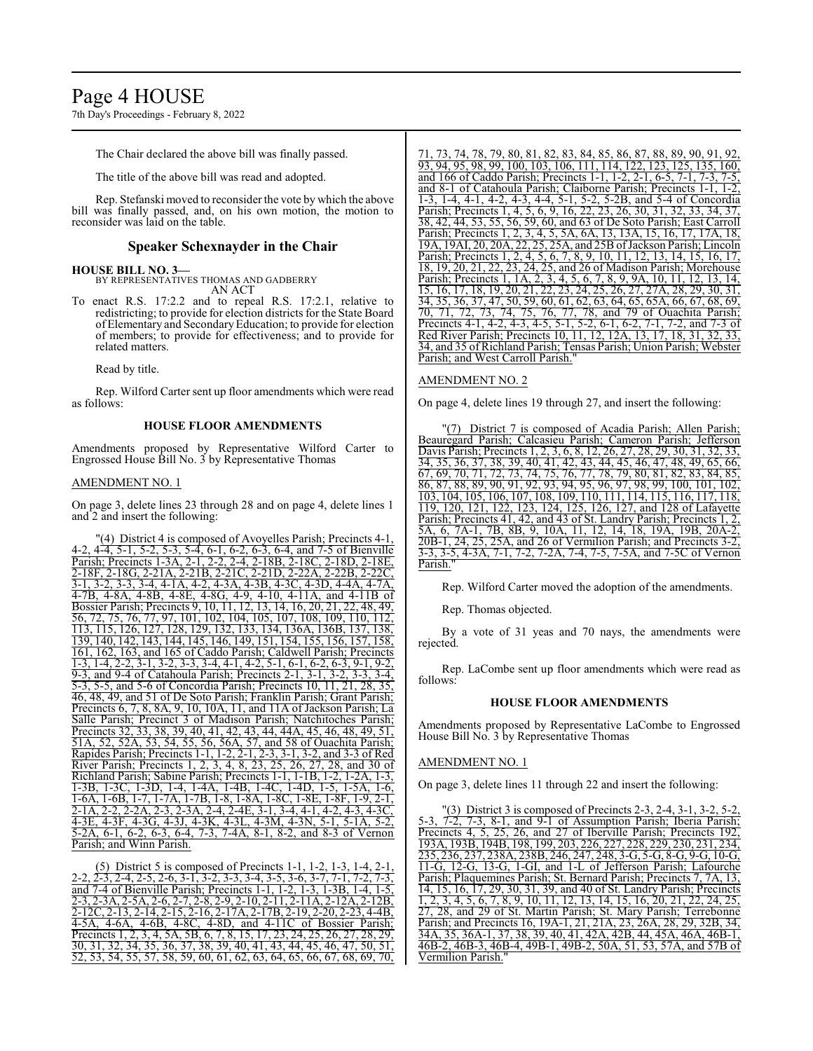The Chair declared the above bill was finally passed.

The title of the above bill was read and adopted.

Rep. Stefanski moved to reconsider the vote by which the above bill was finally passed, and, on his own motion, the motion to reconsider was laid on the table.

## Speaker Schexnayder in the Chair

**HOUSE BILL NO. 3—**
BY REPRESENTATIVES THOMAS AND GADBERRY
AN ACT

To enact R.S. 17:2.2 and to repeal R.S. 17:2.1, relative to redistricting; to provide for election districts for the State Board of Elementary and Secondary Education; to provide for election of members; to provide for effectiveness; and to provide for related matters.

Read by title.

Rep. Wilford Carter sent up floor amendments which were read as follows:

### HOUSE FLOOR AMENDMENTS

Amendments proposed by Representative Wilford Carter to Engrossed House Bill No. 3 by Representative Thomas

AMENDMENT NO. 1

On page 3, delete lines 23 through 28 and on page 4, delete lines 1 and 2 and insert the following:

"(4) District 4 is composed of Avoyelles Parish; Precincts 4-1, 4-2, 4-4, 5-1, 5-2, 5-3, 5-4, 6-1, 6-2, 6-3, 6-4, and 7-5 of Bienville Parish; Precincts 1-3A, 2-1, 2-2, 2-4, 2-18B, 2-18C, 2-18D, 2-18E, 2-18F, 2-18G, 2-21A, 2-21B, 2-21C, 2-21D, 2-22A, 2-22B, 2-22C, 3-1, 3-2, 3-3, 3-4, 4-1A, 4-2, 4-3A, 4-3B, 4-3C, 4-3D, 4-4A, 4-7A, 4-7B, 4-8A, 4-8B, 4-8E, 4-8G, 4-9, 4-10, 4-11A, and 4-11B of Bossier Parish; Precincts 9, 10, 11, 12, 13, 14, 16, 20, 21, 22, 48, 49, 56, 72, 75, 76, 77, 97, 101, 102, 104, 105, 107, 108, 109, 110, 112, 113, 115, 126, 127, 128, 129, 132, 133, 134, 136A, 136B, 137, 138, 139, 140, 142, 143, 144, 145, 146, 149, 151, 154, 155, 156, 157, 158, 161, 162, 163, and 165 of Caddo Parish; Caldwell Parish; Precincts 1-3, 1-4, 2-2, 3-1, 3-2, 3-3, 3-4, 4-1, 4-2, 5-1, 6-1, 6-2, 6-3, 9-1, 9-2, 9-3, and 9-4 of Catahoula Parish; Precincts 2-1, 3-1, 3-2, 3-3, 3-4, 5-3, 5-5, and 5-6 of Concordia Parish; Precincts 10, 11, 21, 28, 35, 46, 48, 49, and 51 of De Soto Parish; Franklin Parish; Grant Parish; Precincts 6, 7, 8, 8A, 9, 10, 10A, 11, and 11A of Jackson Parish; La Salle Parish; Precinct 3 of Madison Parish; Natchitoches Parish; Precincts 32, 33, 38, 39, 40, 41, 42, 43, 44, 44A, 45, 46, 48, 49, 51, 51A, 52, 52A, 53, 54, 55, 56, 56A, 57, and 58 of Ouachita Parish; Rapides Parish; Precincts 1-1, 1-2, 2-1, 2-3, 3-1, 3-2, and 3-3 of Red River Parish; Precincts 1, 2, 3, 4, 8, 23, 25, 26, 27, 28, and 30 of Richland Parish; Sabine Parish; Precincts 1-1, 1-1B, 1-2, 1-2A, 1-3, 1-3B, 1-3C, 1-3D, 1-4, 1-4A, 1-4B, 1-4C, 1-4D, 1-5, 1-5A, 1-6, 1-6A, 1-6B, 1-7, 1-7A, 1-7B, 1-8, 1-8A, 1-8C, 1-8E, 1-8F, 1-9, 2-1, 2-1A, 2-2, 2-2A, 2-3, 2-3A, 2-4, 2-4E, 3-1, 3-4, 4-1, 4-2, 4-3, 4-3C, 4-3E, 4-3F, 4-3G, 4-3J, 4-3K, 4-3L, 4-3M, 4-3N, 5-1, 5-1A, 5-2, 5-2A, 6-1, 6-2, 6-3, 6-4, 7-3, 7-4A, 8-1, 8-2, and 8-3 of Vernon Parish; and Winn Parish.

(5) District 5 is composed of Precincts 1-1, 1-2, 1-3, 1-4, 2-1, 2-2, 2-3, 2-4, 2-5, 2-6, 3-1, 3-2, 3-3, 3-4, 3-5, 3-6, 3-7, 7-1, 7-2, 7-3, and 7-4 of Bienville Parish; Precincts 1-1, 1-2, 1-3, 1-3B, 1-4, 1-5, 2-3, 2-3A, 2-5A, 2-6, 2-7, 2-8, 2-9, 2-10, 2-11, 2-11A, 2-12A, 2-12B, 2-12C, 2-13, 2-14, 2-15, 2-16, 2-17A, 2-17B, 2-19, 2-20, 2-23, 4-4B, 4-5A, 4-6A, 4-6B, 4-8C, 4-8D, and 4-11C of Bossier Parish; Precincts 1, 2, 3, 4, 5A, 5B, 6, 7, 8, 15, 17, 23, 24, 25, 26, 27, 28, 29, 30, 31, 32, 34, 35, 36, 37, 38, 39, 40, 41, 43, 44, 45, 46, 47, 50, 51, 52, 53, 54, 55, 57, 58, 59, 60, 61, 62, 63, 64, 65, 66, 67, 68, 69, 70, 71, 73, 74, 78, 79, 80, 81, 82, 83, 84, 85, 86, 87, 88, 89, 90, 91, 92, 93, 94, 95, 98, 99, 100, 103, 106, 111, 114, 122, 123, 125, 135, 160, and 166 of Caddo Parish; Precincts 1-1, 1-2, 2-1, 6-5, 7-1, 7-3, 7-5, and 8-1 of Catahoula Parish; Claiborne Parish; Precincts 1-1, 1-2, 1-3, 1-4, 4-1, 4-2, 4-3, 4-4, 5-1, 5-2, 5-2B, and 5-4 of Concordia Parish; Precincts 1, 4, 5, 6, 9, 16, 22, 23, 26, 30, 31, 32, 33, 34, 37, 38, 42, 44, 53, 55, 56, 59, 60, and 63 of De Soto Parish; East Carroll Parish; Precincts 1, 2, 3, 4, 5, 5A, 6A, 13, 13A, 15, 16, 17, 17A, 18, 19A, 19AI, 20, 20A, 22, 25, 25A, and 25B of Jackson Parish; Lincoln Parish; Precincts 1, 2, 4, 5, 6, 7, 8, 9, 10, 11, 12, 13, 14, 15, 16, 17, 18, 19, 20, 21, 22, 23, 24, 25, and 26 of Madison Parish; Morehouse Parish; Precincts 1, 1A, 2, 3, 4, 5, 6, 7, 8, 9, 9A, 10, 11, 12, 13, 14, 15, 16, 17, 18, 19, 20, 21, 22, 23, 24, 25, 26, 27, 27A, 28, 29, 30, 31, 34, 35, 36, 37, 47, 50, 59, 60, 61, 62, 63, 64, 65, 65A, 66, 67, 68, 69, 70, 71, 72, 73, 74, 75, 76, 77, 78, and 79 of Ouachita Parish; Precincts 4-1, 4-2, 4-3, 4-5, 5-1, 5-2, 6-1, 6-2, 7-1, 7-2, and 7-3 of Red River Parish; Precincts 10, 11, 12, 12A, 13, 17, 18, 31, 32, 33, 34, and 35 of Richland Parish; Tensas Parish; Union Parish; Webster Parish; and West Carroll Parish."

AMENDMENT NO. 2

On page 4, delete lines 19 through 27, and insert the following:

"(7) District 7 is composed of Acadia Parish; Allen Parish; Beauregard Parish; Calcasieu Parish; Cameron Parish; Jefferson Davis Parish; Precincts 1, 2, 3, 6, 8, 12, 26, 27, 28, 29, 30, 31, 32, 33, 34, 35, 36, 37, 38, 39, 40, 41, 42, 43, 44, 45, 46, 47, 48, 49, 65, 66, 67, 69, 70, 71, 72, 73, 74, 75, 76, 77, 78, 79, 80, 81, 82, 83, 84, 85, 86, 87, 88, 89, 90, 91, 92, 93, 94, 95, 96, 97, 98, 99, 100, 101, 102, 103, 104, 105, 106, 107, 108, 109, 110, 111, 114, 115, 116, 117, 118, 119, 120, 121, 122, 123, 124, 125, 126, 127, and 128 of Lafayette Parish; Precincts 41, 42, and 43 of St. Landry Parish; Precincts 1, 2, 5A, 6, 7A-1, 7B, 8B, 9, 10A, 11, 12, 14, 18, 19A, 19B, 20A-2, 20B-1, 24, 25, 25A, and 26 of Vermilion Parish; and Precincts 3-2, 3-3, 3-5, 4-3A, 7-1, 7-2, 7-2A, 7-4, 7-5, 7-5A, and 7-5C of Vernon Parish."

Rep. Wilford Carter moved the adoption of the amendments.

Rep. Thomas objected.

By a vote of 31 yeas and 70 nays, the amendments were rejected.

Rep. LaCombe sent up floor amendments which were read as follows:

### HOUSE FLOOR AMENDMENTS

Amendments proposed by Representative LaCombe to Engrossed House Bill No. 3 by Representative Thomas

AMENDMENT NO. 1

On page 3, delete lines 11 through 22 and insert the following:

"(3) District 3 is composed of Precincts 2-3, 2-4, 3-1, 3-2, 5-2, 5-3, 7-2, 7-3, 8-1, and 9-1 of Assumption Parish; Iberia Parish; Precincts 4, 5, 25, 26, and 27 of Iberville Parish; Precincts 192, 193A, 193B, 194B, 198, 199, 203, 226, 227, 228, 229, 230, 231, 234, 235, 236, 237, 238A, 238B, 246, 247, 248, 3-G, 5-G, 8-G, 9-G, 10-G, 11-G, 12-G, 13-G, 1-GI, and 1-L of Jefferson Parish; Lafourche Parish; Plaquemines Parish; St. Bernard Parish; Precincts 7, 7A, 13, 14, 15, 16, 17, 29, 30, 31, 39, and 40 of St. Landry Parish; Precincts 1, 2, 3, 4, 5, 6, 7, 8, 9, 10, 11, 12, 13, 14, 15, 16, 20, 21, 22, 24, 25, 27, 28, and 29 of St. Martin Parish; St. Mary Parish; Terrebonne Parish; and Precincts 16, 19A-1, 21, 21A, 23, 26A, 28, 29, 32B, 34, 34A, 35, 36A-1, 37, 38, 39, 40, 41, 42A, 42B, 44, 45A, 46A, 46B-1, 46B-2, 46B-3, 46B-4, 49B-1, 49B-2, 50A, 51, 53, 57A, and 57B of Vermilion Parish."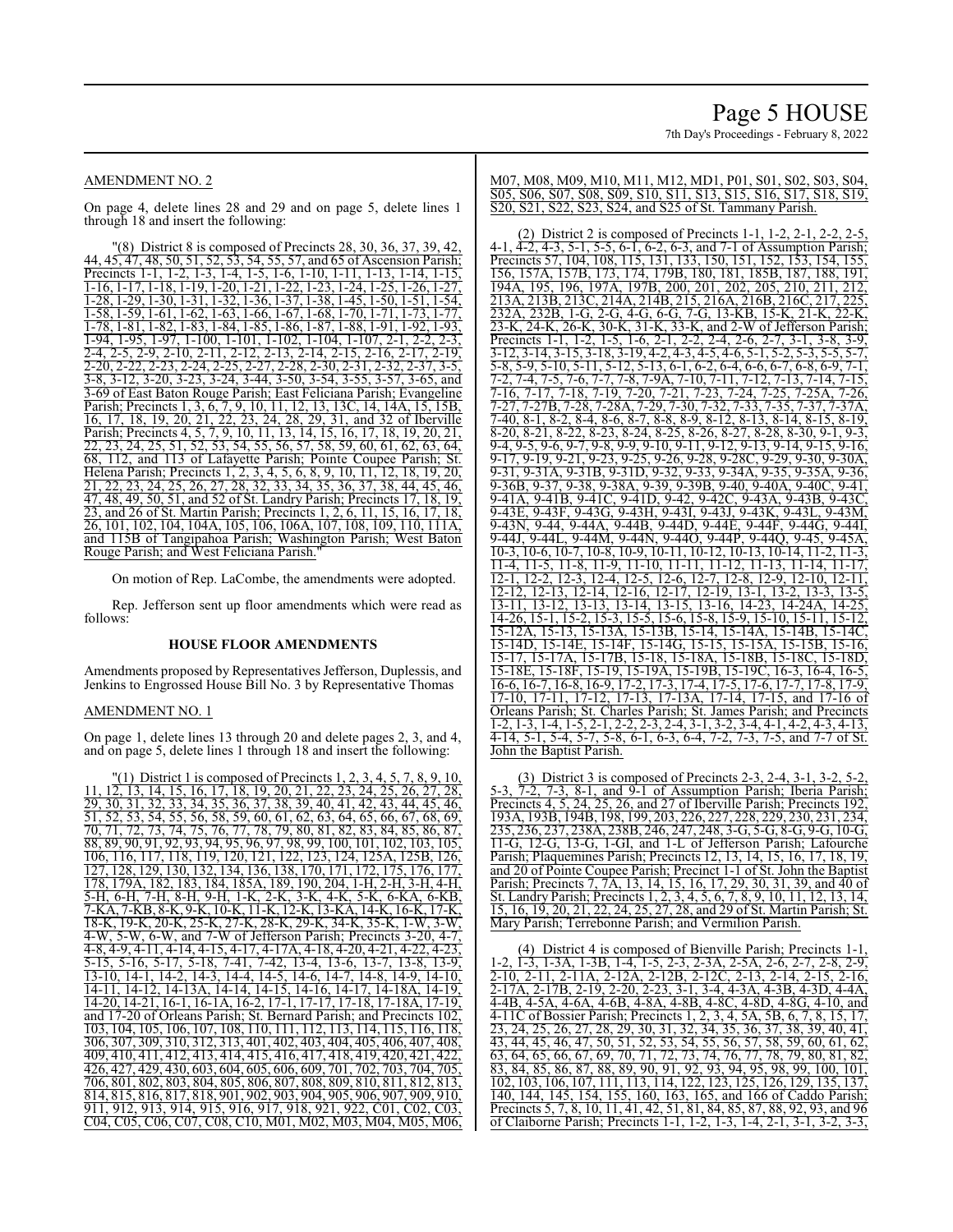AMENDMENT NO. 2

On page 4, delete lines 28 and 29 and on page 5, delete lines 1 through 18 and insert the following:

"(8) District 8 is composed of Precincts 28, 30, 36, 37, 39, 42, 44, 45, 47, 48, 50, 51, 52, 53, 54, 55, 57, and 65 of Ascension Parish; Precincts 1-1, 1-2, 1-3, 1-4, 1-5, 1-6, 1-10, 1-11, 1-13, 1-14, 1-15, 1-16, 1-17, 1-18, 1-19, 1-20, 1-21, 1-22, 1-23, 1-24, 1-25, 1-26, 1-27, 1-28, 1-29, 1-30, 1-31, 1-32, 1-36, 1-37, 1-38, 1-45, 1-50, 1-51, 1-54, 1-58, 1-59, 1-61, 1-62, 1-63, 1-66, 1-67, 1-68, 1-70, 1-71, 1-73, 1-77, 1-78, 1-81, 1-82, 1-83, 1-84, 1-85, 1-86, 1-87, 1-88, 1-91, 1-92, 1-93, 1-94, 1-95, 1-97, 1-100, 1-101, 1-102, 1-104, 1-107, 2-1, 2-2, 2-3, 2-4, 2-5, 2-9, 2-10, 2-11, 2-12, 2-13, 2-14, 2-15, 2-16, 2-17, 2-19, 2-20, 2-22, 2-23, 2-24, 2-25, 2-27, 2-28, 2-30, 2-31, 2-32, 2-37, 3-5, 3-8, 3-12, 3-20, 3-23, 3-24, 3-44, 3-50, 3-54, 3-55, 3-57, 3-65, and 3-69 of East Baton Rouge Parish; East Feliciana Parish; Evangeline Parish; Precincts 1, 3, 6, 7, 9, 10, 11, 12, 13, 13C, 14, 14A, 15, 15B, 16, 17, 18, 19, 20, 21, 22, 23, 24, 28, 29, 31, and 32 of Iberville Parish; Precincts 4, 5, 7, 9, 10, 11, 13, 14, 15, 16, 17, 18, 19, 20, 21, 22, 23, 24, 25, 51, 52, 53, 54, 55, 56, 57, 58, 59, 60, 61, 62, 63, 64, 68, 112, and 113 of Lafayette Parish; Pointe Coupee Parish; St. Helena Parish; Precincts 1, 2, 3, 4, 5, 6, 8, 9, 10, 11, 12, 18, 19, 20, 21, 22, 23, 24, 25, 26, 27, 28, 32, 33, 34, 35, 36, 37, 38, 44, 45, 46, 47, 48, 49, 50, 51, and 52 of St. Landry Parish; Precincts 17, 18, 19, 23, and 26 of St. Martin Parish; Precincts 1, 2, 6, 11, 15, 16, 17, 18, 26, 101, 102, 104, 104A, 105, 106, 106A, 107, 108, 109, 110, 111A, and 115B of Tangipahoa Parish; Washington Parish; West Baton Rouge Parish; and West Feliciana Parish."

On motion of Rep. LaCombe, the amendments were adopted.

Rep. Jefferson sent up floor amendments which were read as follows:

### HOUSE FLOOR AMENDMENTS

Amendments proposed by Representatives Jefferson, Duplessis, and Jenkins to Engrossed House Bill No. 3 by Representative Thomas

AMENDMENT NO. 1

On page 1, delete lines 13 through 20 and delete pages 2, 3, and 4, and on page 5, delete lines 1 through 18 and insert the following:

"(1) District 1 is composed of Precincts 1, 2, 3, 4, 5, 7, 8, 9, 10, 11, 12, 13, 14, 15, 16, 17, 18, 19, 20, 21, 22, 23, 24, 25, 26, 27, 28, 29, 30, 31, 32, 33, 34, 35, 36, 37, 38, 39, 40, 41, 42, 43, 44, 45, 46, 51, 52, 53, 54, 55, 56, 58, 59, 60, 61, 62, 63, 64, 65, 66, 67, 68, 69, 70, 71, 72, 73, 74, 75, 76, 77, 78, 79, 80, 81, 82, 83, 84, 85, 86, 87, 88, 89, 90, 91, 92, 93, 94, 95, 96, 97, 98, 99, 100, 101, 102, 103, 105, 106, 116, 117, 118, 119, 120, 121, 122, 123, 124, 125A, 125B, 126, 127, 128, 129, 130, 132, 134, 136, 138, 170, 171, 172, 175, 176, 177, 178, 179A, 182, 183, 184, 185A, 189, 190, 204, 1-H, 2-H, 3-H, 4-H, 5-H, 6-H, 7-H, 8-H, 9-H, 1-K, 2-K, 3-K, 4-K, 5-K, 6-KA, 6-KB, 7-KA, 7-KB, 8-K, 9-K, 10-K, 11-K, 12-K, 13-KA, 14-K, 16-K, 17-K, 18-K, 19-K, 20-K, 25-K, 27-K, 28-K, 29-K, 34-K, 35-K, 1-W, 3-W, 4-W, 5-W, 6-W, and 7-W of Jefferson Parish; Precincts 3-20, 4-7, 4-8, 4-9, 4-11, 4-14, 4-15, 4-17, 4-17A, 4-18, 4-20, 4-21, 4-22, 4-23, 5-15, 5-16, 5-17, 5-18, 7-41, 7-42, 13-4, 13-6, 13-7, 13-8, 13-9, 13-10, 14-1, 14-2, 14-3, 14-4, 14-5, 14-6, 14-7, 14-8, 14-9, 14-10, 14-11, 14-12, 14-13A, 14-14, 14-15, 14-16, 14-17, 14-18A, 14-19, 14-20, 14-21, 16-1, 16-1A, 16-2, 17-1, 17-17, 17-18, 17-18A, 17-19, and 17-20 of Orleans Parish; St. Bernard Parish; and Precincts 102, 103, 104, 105, 106, 107, 108, 110, 111, 112, 113, 114, 115, 116, 118, 306, 307, 309, 310, 312, 313, 401, 402, 403, 404, 405, 406, 407, 408, 409, 410, 411, 412, 413, 414, 415, 416, 417, 418, 419, 420, 421, 422, 426, 427, 429, 430, 603, 604, 605, 606, 609, 701, 702, 703, 704, 705, 706, 801, 802, 803, 804, 805, 806, 807, 808, 809, 810, 811, 812, 813, 814, 815, 816, 817, 818, 901, 902, 903, 904, 905, 906, 907, 909, 910, 911, 912, 913, 914, 915, 916, 917, 918, 921, 922, C01, C02, C03, C04, C05, C06, C07, C08, C10, M01, M02, M03, M04, M05, M06, M07, M08, M09, M10, M11, M12, MD1, P01, S01, S02, S03, S04, S05, S06, S07, S08, S09, S10, S11, S13, S15, S16, S17, S18, S19, S20, S21, S22, S23, S24, and S25 of St. Tammany Parish.

(2) District 2 is composed of Precincts 1-1, 1-2, 2-1, 2-2, 2-5, 4-1, 4-2, 4-3, 5-1, 5-5, 6-1, 6-2, 6-3, and 7-1 of Assumption Parish; Precincts 57, 104, 108, 115, 131, 133, 150, 151, 152, 153, 154, 155, 156, 157A, 157B, 173, 174, 179B, 180, 181, 185B, 187, 188, 191, 194A, 195, 196, 197A, 197B, 200, 201, 202, 205, 210, 211, 212, 213A, 213B, 213C, 214A, 214B, 215, 216A, 216B, 216C, 217, 225, 232A, 232B, 1-G, 2-G, 4-G, 6-G, 7-G, 13-KB, 15-K, 21-K, 22-K, 23-K, 24-K, 26-K, 30-K, 31-K, 33-K, and 2-W of Jefferson Parish; Precincts 1-1, 1-2, 1-5, 1-6, 2-1, 2-2, 2-4, 2-6, 2-7, 3-1, 3-8, 3-9, 3-12, 3-14, 3-15, 3-18, 3-19, 4-2, 4-3, 4-5, 4-6, 5-1, 5-2, 5-3, 5-5, 5-7, 5-8, 5-9, 5-10, 5-11, 5-12, 5-13, 6-1, 6-2, 6-4, 6-6, 6-7, 6-8, 6-9, 7-1, 7-2, 7-4, 7-5, 7-6, 7-7, 7-8, 7-9A, 7-10, 7-11, 7-12, 7-13, 7-14, 7-15, 7-16, 7-17, 7-18, 7-19, 7-20, 7-21, 7-23, 7-24, 7-25, 7-25A, 7-26, 7-27, 7-27B, 7-28, 7-28A, 7-29, 7-30, 7-32, 7-33, 7-35, 7-37, 7-37A, 7-40, 8-1, 8-2, 8-4, 8-6, 8-7, 8-8, 8-9, 8-12, 8-13, 8-14, 8-15, 8-19, 8-20, 8-21, 8-22, 8-23, 8-24, 8-25, 8-26, 8-27, 8-28, 8-30, 9-1, 9-3, 9-4, 9-5, 9-6, 9-7, 9-8, 9-9, 9-10, 9-11, 9-12, 9-13, 9-14, 9-15, 9-16, 9-17, 9-19, 9-21, 9-23, 9-25, 9-26, 9-28, 9-28C, 9-29, 9-30, 9-30A, 9-31, 9-31A, 9-31B, 9-31D, 9-32, 9-33, 9-34A, 9-35, 9-35A, 9-36, 9-36B, 9-37, 9-38, 9-38A, 9-39, 9-39B, 9-40, 9-40A, 9-40C, 9-41, 9-41A, 9-41B, 9-41C, 9-41D, 9-42, 9-42C, 9-43A, 9-43B, 9-43C, 9-43E, 9-43F, 9-43G, 9-43H, 9-43I, 9-43J, 9-43K, 9-43L, 9-43M, 9-43N, 9-44, 9-44A, 9-44B, 9-44D, 9-44E, 9-44F, 9-44G, 9-44I, 9-44J, 9-44L, 9-44M, 9-44N, 9-44O, 9-44P, 9-44Q, 9-45, 9-45A, 10-3, 10-6, 10-7, 10-8, 10-9, 10-11, 10-12, 10-13, 10-14, 11-2, 11-3, 11-4, 11-5, 11-8, 11-9, 11-10, 11-11, 11-12, 11-13, 11-14, 11-17, 12-1, 12-2, 12-3, 12-4, 12-5, 12-6, 12-7, 12-8, 12-9, 12-10, 12-11, 12-12, 12-13, 12-14, 12-16, 12-17, 12-19, 13-1, 13-2, 13-3, 13-5, 13-11, 13-12, 13-13, 13-14, 13-15, 13-16, 14-23, 14-24A, 14-25, 14-26, 15-1, 15-2, 15-3, 15-5, 15-6, 15-8, 15-9, 15-10, 15-11, 15-12, 15-12A, 15-13, 15-13A, 15-13B, 15-14, 15-14A, 15-14B, 15-14C, 15-14D, 15-14E, 15-14F, 15-14G, 15-15, 15-15A, 15-15B, 15-16, 15-17, 15-17A, 15-17B, 15-18, 15-18A, 15-18B, 15-18C, 15-18D, 15-18E, 15-18F, 15-19, 15-19A, 15-19B, 15-19C, 16-3, 16-4, 16-5, 16-6, 16-7, 16-8, 16-9, 17-2, 17-3, 17-4, 17-5, 17-6, 17-7, 17-8, 17-9, 17-10, 17-11, 17-12, 17-13, 17-13A, 17-14, 17-15, and 17-16 of Orleans Parish; St. Charles Parish; St. James Parish; and Precincts 1-2, 1-3, 1-4, 1-5, 2-1, 2-2, 2-3, 2-4, 3-1, 3-2, 3-4, 4-1, 4-2, 4-3, 4-13, 4-14, 5-1, 5-4, 5-7, 5-8, 6-1, 6-3, 6-4, 7-2, 7-3, 7-5, and 7-7 of St. John the Baptist Parish.

(3) District 3 is composed of Precincts 2-3, 2-4, 3-1, 3-2, 5-2, 5-3, 7-2, 7-3, 8-1, and 9-1 of Assumption Parish; Iberia Parish; Precincts 4, 5, 24, 25, 26, and 27 of Iberville Parish; Precincts 192, 193A, 193B, 194B, 198, 199, 203, 226, 227, 228, 229, 230, 231, 234, 235, 236, 237, 238A, 238B, 246, 247, 248, 3-G, 5-G, 8-G, 9-G, 10-G, 11-G, 12-G, 13-G, 1-GI, and 1-L of Jefferson Parish; Lafourche Parish; Plaquemines Parish; Precincts 12, 13, 14, 15, 16, 17, 18, 19, and 20 of Pointe Coupee Parish; Precinct 1-1 of St. John the Baptist Parish; Precincts 7, 7A, 13, 14, 15, 16, 17, 29, 30, 31, 39, and 40 of St. Landry Parish; Precincts 1, 2, 3, 4, 5, 6, 7, 8, 9, 10, 11, 12, 13, 14, 15, 16, 19, 20, 21, 22, 24, 25, 27, 28, and 29 of St. Martin Parish; St. Mary Parish; Terrebonne Parish; and Vermilion Parish.

(4) District 4 is composed of Bienville Parish; Precincts 1-1, 1-2, 1-3, 1-3A, 1-3B, 1-4, 1-5, 2-3, 2-3A, 2-5A, 2-6, 2-7, 2-8, 2-9, 2-10, 2-11, 2-11A, 2-12A, 2-12B, 2-12C, 2-13, 2-14, 2-15, 2-16, 2-17A, 2-17B, 2-19, 2-20, 2-23, 3-1, 3-4, 4-3A, 4-3B, 4-3D, 4-4A, 4-4B, 4-5A, 4-6A, 4-6B, 4-8A, 4-8B, 4-8C, 4-8D, 4-8G, 4-10, and 4-11C of Bossier Parish; Precincts 1, 2, 3, 4, 5A, 5B, 6, 7, 8, 15, 17, 23, 24, 25, 26, 27, 28, 29, 30, 31, 32, 34, 35, 36, 37, 38, 39, 40, 41, 43, 44, 45, 46, 47, 50, 51, 52, 53, 54, 55, 56, 57, 58, 59, 60, 61, 62, 63, 64, 65, 66, 67, 69, 70, 71, 72, 73, 74, 76, 77, 78, 79, 80, 81, 82, 83, 84, 85, 86, 87, 88, 89, 90, 91, 92, 93, 94, 95, 98, 99, 100, 101, 102, 103, 106, 107, 111, 113, 114, 122, 123, 125, 126, 129, 135, 137, 140, 144, 145, 154, 155, 160, 163, 165, and 166 of Caddo Parish; Precincts 5, 7, 8, 10, 11, 41, 42, 51, 81, 84, 85, 87, 88, 92, 93, and 96 of Claiborne Parish; Precincts 1-1, 1-2, 1-3, 1-4, 2-1, 3-1, 3-2, 3-3,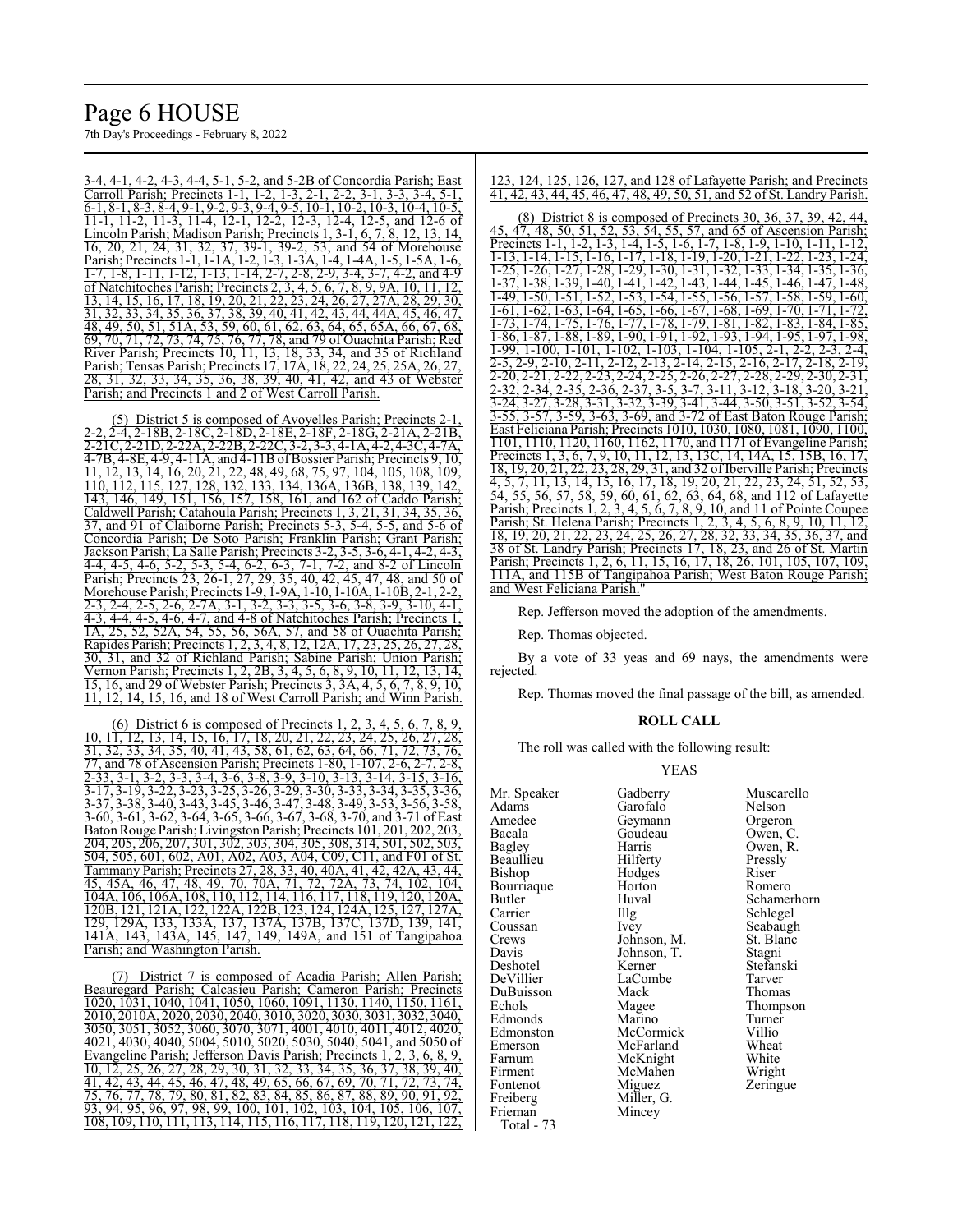3-4, 4-1, 4-2, 4-3, 4-4, 5-1, 5-2, and 5-2B of Concordia Parish; East Carroll Parish; Precincts 1-1, 1-2, 1-3, 2-1, 2-2, 3-1, 3-3, 3-4, 5-1, 6-1, 8-1, 8-3, 8-4, 9-1, 9-2, 9-3, 9-4, 9-5, 10-1, 10-2, 10-3, 10-4, 10-5, 11-1, 11-2, 11-3, 11-4, 12-1, 12-2, 12-3, 12-4, 12-5, and 12-6 of Lincoln Parish; Madison Parish; Precincts 1, 3-1, 6, 7, 8, 12, 13, 14, 16, 20, 21, 24, 31, 32, 37, 39-1, 39-2, 53, and 54 of Morehouse Parish; Precincts 1-1, 1-1A, 1-2, 1-3, 1-3A, 1-4, 1-4A, 1-5, 1-5A, 1-6, 1-7, 1-8, 1-11, 1-12, 1-13, 1-14, 2-7, 2-8, 2-9, 3-4, 3-7, 4-2, and 4-9 of Natchitoches Parish; Precincts 2, 3, 4, 5, 6, 7, 8, 9, 9A, 10, 11, 12, 13, 14, 15, 16, 17, 18, 19, 20, 21, 22, 23, 24, 26, 27, 27A, 28, 29, 30, 31, 32, 33, 34, 35, 36, 37, 38, 39, 40, 41, 42, 43, 44, 44A, 45, 46, 47, 48, 49, 50, 51, 51A, 53, 59, 60, 61, 62, 63, 64, 65, 65A, 66, 67, 68, 69, 70, 71, 72, 73, 74, 75, 76, 77, 78, and 79 of Ouachita Parish; Red River Parish; Precincts 10, 11, 13, 18, 33, 34, and 35 of Richland Parish; Tensas Parish; Precincts 17, 17A, 18, 22, 24, 25, 25A, 26, 27, 28, 31, 32, 33, 34, 35, 36, 38, 39, 40, 41, 42, and 43 of Webster Parish; and Precincts 1 and 2 of West Carroll Parish.

(5) District 5 is composed of Avoyelles Parish; Precincts 2-1, 2-2, 2-4, 2-18B, 2-18C, 2-18D, 2-18E, 2-18F, 2-18G, 2-21A, 2-21B, 2-21C, 2-21D, 2-22A, 2-22B, 2-22C, 3-2, 3-3, 4-1A, 4-2, 4-3C, 4-7A, 4-7B, 4-8E, 4-9, 4-11A, and 4-11B of Bossier Parish; Precincts 9, 10, 11, 12, 13, 14, 16, 20, 21, 22, 48, 49, 68, 75, 97, 104, 105, 108, 109, 110, 112, 115, 127, 128, 132, 133, 134, 136A, 136B, 138, 139, 142, 143, 146, 149, 151, 156, 157, 158, 161, and 162 of Caddo Parish; Caldwell Parish; Catahoula Parish; Precincts 1, 3, 21, 31, 34, 35, 36, 37, and 91 of Claiborne Parish; Precincts 5-3, 5-4, 5-5, and 5-6 of Concordia Parish; De Soto Parish; Franklin Parish; Grant Parish; Jackson Parish; La Salle Parish; Precincts 3-2, 3-5, 3-6, 4-1, 4-2, 4-3, 4-4, 4-5, 4-6, 5-2, 5-3, 5-4, 6-2, 6-3, 7-1, 7-2, and 8-2 of Lincoln Parish; Precincts 23, 26-1, 27, 29, 35, 40, 42, 45, 47, 48, and 50 of Morehouse Parish; Precincts 1-9, 1-9A, 1-10, 1-10A, 1-10B, 2-1, 2-2, 2-3, 2-4, 2-5, 2-6, 2-7A, 3-1, 3-2, 3-3, 3-5, 3-6, 3-8, 3-9, 3-10, 4-1, 4-3, 4-4, 4-5, 4-6, 4-7, and 4-8 of Natchitoches Parish; Precincts 1, 1A, 25, 52, 52A, 54, 55, 56, 56A, 57, and 58 of Ouachita Parish; Rapides Parish; Precincts 1, 2, 3, 4, 8, 12, 12A, 17, 23, 25, 26, 27, 28, 30, 31, and 32 of Richland Parish; Sabine Parish; Union Parish; Vernon Parish; Precincts 1, 2, 2B, 3, 4, 5, 6, 8, 9, 10, 11, 12, 13, 14, 15, 16, and 29 of Webster Parish; Precincts 3, 3A, 4, 5, 6, 7, 8, 9, 10, 11, 12, 14, 15, 16, and 18 of West Carroll Parish; and Winn Parish.

(6) District 6 is composed of Precincts 1, 2, 3, 4, 5, 6, 7, 8, 9, 10, 11, 12, 13, 14, 15, 16, 17, 18, 20, 21, 22, 23, 24, 25, 26, 27, 28, 31, 32, 33, 34, 35, 40, 41, 43, 58, 61, 62, 63, 64, 66, 71, 72, 73, 76, 77, and 78 of Ascension Parish; Precincts 1-80, 1-107, 2-6, 2-7, 2-8, 2-33, 3-1, 3-2, 3-3, 3-4, 3-6, 3-8, 3-9, 3-10, 3-13, 3-14, 3-15, 3-16, 3-17, 3-19, 3-22, 3-23, 3-25, 3-26, 3-29, 3-30, 3-33, 3-34, 3-35, 3-36, 3-37, 3-38, 3-40, 3-43, 3-45, 3-46, 3-47, 3-48, 3-49, 3-53, 3-56, 3-58, 3-60, 3-61, 3-62, 3-64, 3-65, 3-66, 3-67, 3-68, 3-70, and 3-71 of East Baton Rouge Parish; Livingston Parish; Precincts 101, 201, 202, 203, 204, 205, 206, 207, 301, 302, 303, 304, 305, 308, 314, 501, 502, 503, 504, 505, 601, 602, A01, A02, A03, A04, C09, C11, and F01 of St. Tammany Parish; Precincts 27, 28, 33, 40, 40A, 41, 42, 42A, 43, 44, 45, 45A, 46, 47, 48, 49, 70, 70A, 71, 72, 72A, 73, 74, 102, 104, 104A, 106, 106A, 108, 110, 112, 114, 116, 117, 118, 119, 120, 120A, 120B, 121, 121A, 122, 122A, 122B, 123, 124, 124A, 125, 127, 127A, 129, 129A, 133, 133A, 137, 137A, 137B, 137C, 137D, 139, 141, 141A, 143, 143A, 145, 147, 149, 149A, and 151 of Tangipahoa Parish; and Washington Parish.

(7) District 7 is composed of Acadia Parish; Allen Parish; Beauregard Parish; Calcasieu Parish; Cameron Parish; Precincts 1020, 1031, 1040, 1041, 1050, 1060, 1091, 1130, 1140, 1150, 1161, 2010, 2010A, 2020, 2030, 2040, 3010, 3020, 3030, 3031, 3032, 3040, 3050, 3051, 3052, 3060, 3070, 3071, 4001, 4010, 4011, 4012, 4020, 4021, 4030, 4040, 5004, 5010, 5020, 5030, 5040, 5041, and 5050 of Evangeline Parish; Jefferson Davis Parish; Precincts 1, 2, 3, 6, 8, 9, 10, 12, 25, 26, 27, 28, 29, 30, 31, 32, 33, 34, 35, 36, 37, 38, 39, 40, 41, 42, 43, 44, 45, 46, 47, 48, 49, 65, 66, 67, 69, 70, 71, 72, 73, 74, 75, 76, 77, 78, 79, 80, 81, 82, 83, 84, 85, 86, 87, 88, 89, 90, 91, 92, 93, 94, 95, 96, 97, 98, 99, 100, 101, 102, 103, 104, 105, 106, 107, 108, 109, 110, 111, 113, 114, 115, 116, 117, 118, 119, 120, 121, 122, 123, 124, 125, 126, 127, and 128 of Lafayette Parish; and Precincts 41, 42, 43, 44, 45, 46, 47, 48, 49, 50, 51, and 52 of St. Landry Parish.

(8) District 8 is composed of Precincts 30, 36, 37, 39, 42, 44, 45, 47, 48, 50, 51, 52, 53, 54, 55, 57, and 65 of Ascension Parish; Precincts 1-1, 1-2, 1-3, 1-4, 1-5, 1-6, 1-7, 1-8, 1-9, 1-10, 1-11, 1-12, 1-13, 1-14, 1-15, 1-16, 1-17, 1-18, 1-19, 1-20, 1-21, 1-22, 1-23, 1-24, 1-25, 1-26, 1-27, 1-28, 1-29, 1-30, 1-31, 1-32, 1-33, 1-34, 1-35, 1-36, 1-37, 1-38, 1-39, 1-40, 1-41, 1-42, 1-43, 1-44, 1-45, 1-46, 1-47, 1-48, 1-49, 1-50, 1-51, 1-52, 1-53, 1-54, 1-55, 1-56, 1-57, 1-58, 1-59, 1-60, 1-61, 1-62, 1-63, 1-64, 1-65, 1-66, 1-67, 1-68, 1-69, 1-70, 1-71, 1-72, 1-73, 1-74, 1-75, 1-76, 1-77, 1-78, 1-79, 1-81, 1-82, 1-83, 1-84, 1-85, 1-86, 1-87, 1-88, 1-89, 1-90, 1-91, 1-92, 1-93, 1-94, 1-95, 1-97, 1-98, 1-99, 1-100, 1-101, 1-102, 1-103, 1-104, 1-105, 2-1, 2-2, 2-3, 2-4, 2-5, 2-9, 2-10, 2-11, 2-12, 2-13, 2-14, 2-15, 2-16, 2-17, 2-18, 2-19, 2-20, 2-21, 2-22, 2-23, 2-24, 2-25, 2-26, 2-27, 2-28, 2-29, 2-30, 2-31, 2-32, 2-34, 2-35, 2-36, 2-37, 3-5, 3-7, 3-11, 3-12, 3-18, 3-20, 3-21, 3-24, 3-27, 3-28, 3-31, 3-32, 3-39, 3-41, 3-44, 3-50, 3-51, 3-52, 3-54, 3-55, 3-57, 3-59, 3-63, 3-69, and 3-72 of East Baton Rouge Parish; East Feliciana Parish; Precincts 1010, 1030, 1080, 1081, 1090, 1100, 1101, 1110, 1120, 1160, 1162, 1170, and 1171 of Evangeline Parish; Precincts 1, 3, 6, 7, 9, 10, 11, 12, 13, 13C, 14, 14A, 15, 15B, 16, 17, 18, 19, 20, 21, 22, 23, 28, 29, 31, and 32 of Iberville Parish; Precincts 4, 5, 7, 11, 13, 14, 15, 16, 17, 18, 19, 20, 21, 22, 23, 24, 51, 52, 53, 54, 55, 56, 57, 58, 59, 60, 61, 62, 63, 64, 68, and 112 of Lafayette Parish; Precincts 1, 2, 3, 4, 5, 6, 7, 8, 9, 10, and 11 of Pointe Coupee Parish; St. Helena Parish; Precincts 1, 2, 3, 4, 5, 6, 8, 9, 10, 11, 12, 18, 19, 20, 21, 22, 23, 24, 25, 26, 27, 28, 32, 33, 34, 35, 36, 37, and 38 of St. Landry Parish; Precincts 17, 18, 23, and 26 of St. Martin Parish; Precincts 1, 2, 6, 11, 15, 16, 17, 18, 26, 101, 105, 107, 109, 111A, and 115B of Tangipahoa Parish; West Baton Rouge Parish; and West Feliciana Parish."

Rep. Jefferson moved the adoption of the amendments.

Rep. Thomas objected.

By a vote of 33 yeas and 69 nays, the amendments were rejected.

Rep. Thomas moved the final passage of the bill, as amended.

**ROLL CALL**

The roll was called with the following result:

YEAS

| | | |
|---|---|---|
| Mr. Speaker | Gadberry | Muscarello |
| Adams | Garofalo | Nelson |
| Amedee | Geymann | Orgeron |
| Bacala | Goudeau | Owen, C. |
| Bagley | Harris | Owen, R. |
| Beaullieu | Hilferty | Pressly |
| Bishop | Hodges | Riser |
| Bourriaque | Horton | Romero |
| Butler | Huval | Schamerhorn |
| Carrier | Illg | Schlegel |
| Coussan | Ivey | Seabaugh |
| Crews | Johnson, M. | St. Blanc |
| Davis | Johnson, T. | Stagni |
| Deshotel | Kerner | Stefanski |
| DeVillier | LaCombe | Tarver |
| DuBuisson | Mack | Thomas |
| Echols | Magee | Thompson |
| Edmonds | Marino | Turner |
| Edmonston | McCormick | Villio |
| Emerson | McFarland | Wheat |
| Farnum | McKnight | White |
| Firment | McMahen | Wright |
| Fontenot | Miguez | Zeringue |
| Freiberg | Miller, G. | |
| Frieman | Mincey | |

Total - 73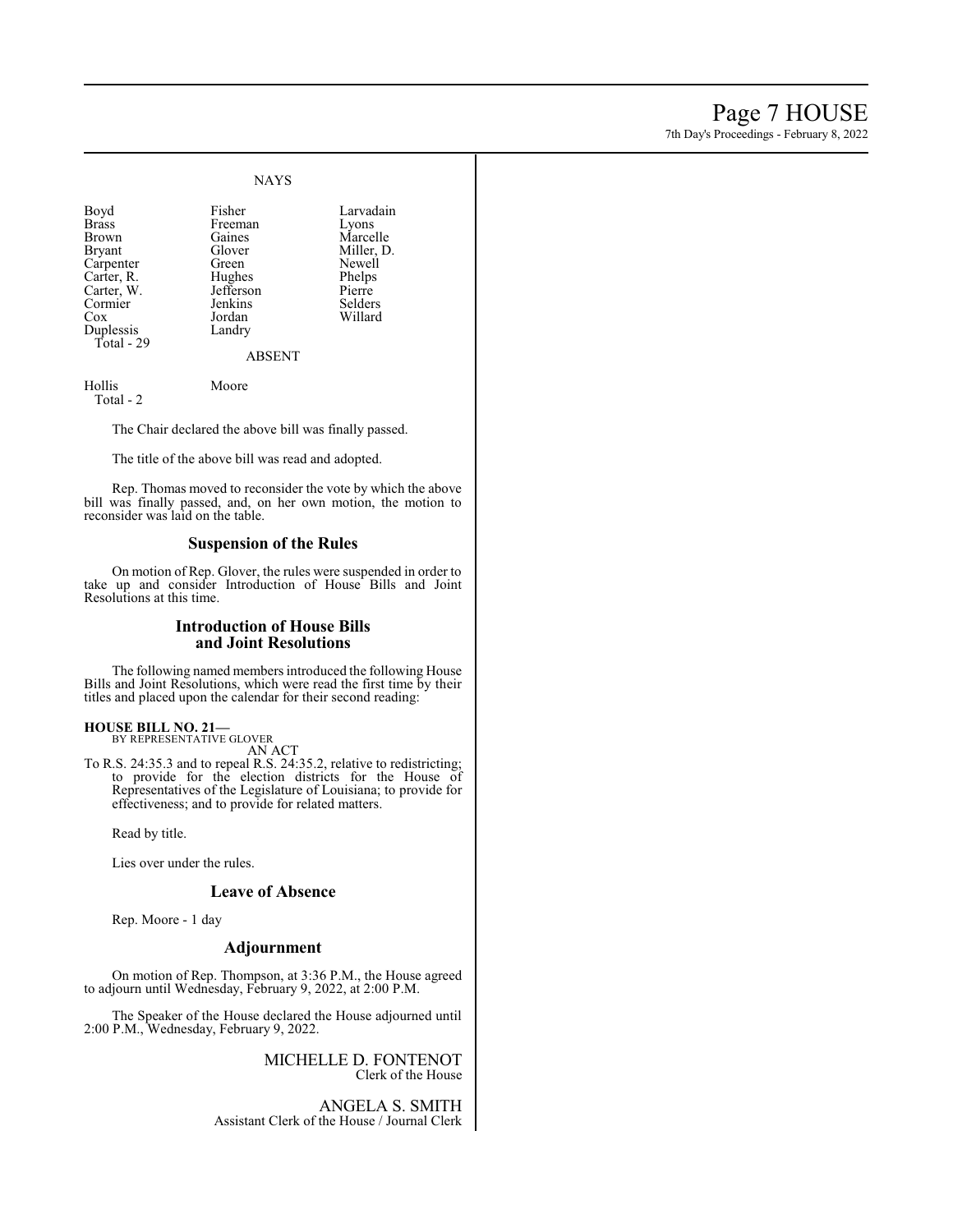NAYS

| | | |
|---|---|---|
| Boyd | Fisher | Larvadain |
| Brass | Freeman | Lyons |
| Brown | Gaines | Marcelle |
| Bryant | Glover | Miller, D. |
| Carpenter | Green | Newell |
| Carter, R. | Hughes | Phelps |
| Carter, W. | Jefferson | Pierre |
| Cormier | Jenkins | Selders |
| Cox | Jordan | Willard |
| Duplessis | Landry | |

Total - 29

ABSENT

| | |
|---|---|
| Hollis | Moore |

Total - 2

The Chair declared the above bill was finally passed.

The title of the above bill was read and adopted.

Rep. Thomas moved to reconsider the vote by which the above bill was finally passed, and, on her own motion, the motion to reconsider was laid on the table.

## Suspension of the Rules

On motion of Rep. Glover, the rules were suspended in order to take up and consider Introduction of House Bills and Joint Resolutions at this time.

## Introduction of House Bills and Joint Resolutions

The following named members introduced the following House Bills and Joint Resolutions, which were read the first time by their titles and placed upon the calendar for their second reading:

**HOUSE BILL NO. 21—**
BY REPRESENTATIVE GLOVER
AN ACT

To R.S. 24:35.3 and to repeal R.S. 24:35.2, relative to redistricting; to provide for the election districts for the House of Representatives of the Legislature of Louisiana; to provide for effectiveness; and to provide for related matters.

Read by title.

Lies over under the rules.

## Leave of Absence

Rep. Moore - 1 day

## Adjournment

On motion of Rep. Thompson, at 3:36 P.M., the House agreed to adjourn until Wednesday, February 9, 2022, at 2:00 P.M.

The Speaker of the House declared the House adjourned until 2:00 P.M., Wednesday, February 9, 2022.

MICHELLE D. FONTENOT
Clerk of the House

ANGELA S. SMITH
Assistant Clerk of the House / Journal Clerk